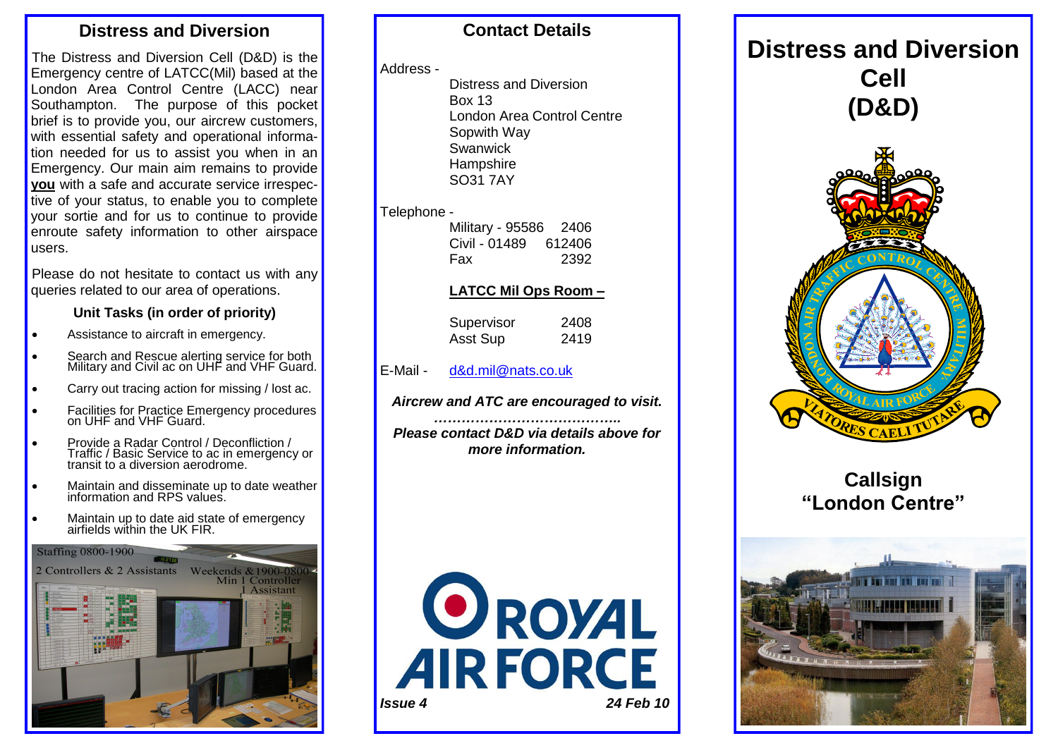## Distress and Diversion

The Distress and Diversion Cell (D&D) is the Emergency centre of LATCC(Mil) based at the London Area Control Centre (LACC) near Southampton. The purpose of this pocket brief is to provide you, our aircrew customers, with essential safety and operational information needed for us to assist you when in an Emergency. Our main aim remains to provide **<u>you</u>** with a safe and accurate service irrespective of your status, to enable you to complete your sortie and for us to continue to provide enroute safety information to other airspace users.

Please do not hesitate to contact us with any queries related to our area of operations.

### Unit Tasks (in order of priority)

- Assistance to aircraft in emergency.
- Search and Rescue alerting service for both Military and Civil ac on UHF and VHF Guard.
- Carry out tracing action for missing / lost ac.
- Facilities for Practice Emergency procedures on UHF and VHF Guard.
- Provide a Radar Control / Deconfliction / Traffic / Basic Service to ac in emergency or transit to a diversion aerodrome.
- Maintain and disseminate up to date weather information and RPS values.
- Maintain up to date aid state of emergency airfields within the UK FIR.

Staffing 0800-1900
2 Controllers & 2 Assistants

Weekends & 1900-0800
Min 1 Controller
1 Assistant

## Contact Details

Address -

Distress and Diversion
Box 13
London Area Control Centre
Sopwith Way
Swanwick
Hampshire
SO31 7AY

Telephone -

| | |
|---|---|
| Military - 95586 | 2406 |
| Civil - 01489 | 612406 |
| Fax | 2392 |

**<u>LATCC Mil Ops Room –</u>**

| | |
|---|---|
| Supervisor | 2408 |
| Asst Sup | 2419 |

E-Mail - d&d.mil@nats.co.uk

***Aircrew and ATC are encouraged to visit.***

***……………………………………..***

***Please contact D&D via details above for more information.***

ROYAL AIR FORCE

***Issue 4*** ***24 Feb 10***

# Distress and Diversion Cell (D&D)

LONDON AIR TRAFFIC CONTROL CENTRE MILITARY · ROYAL AIR FORCE · VIATORES CAELI TUTARE

## Callsign "London Centre"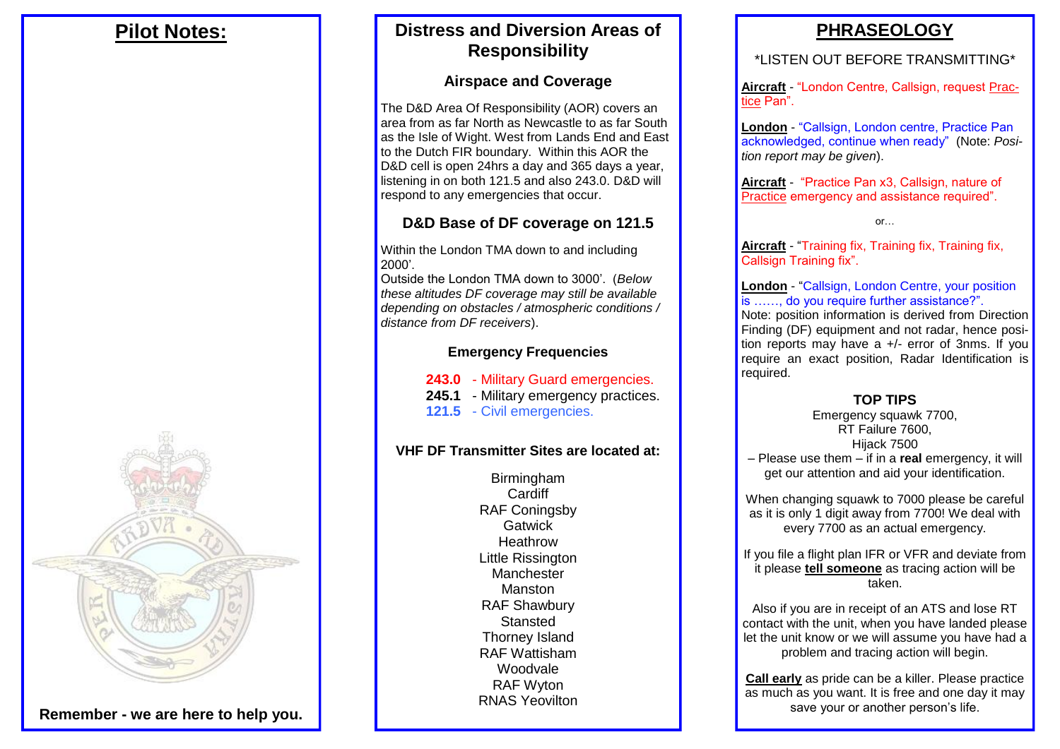# Pilot Notes:

**Remember - we are here to help you.**

# Distress and Diversion Areas of Responsibility

## Airspace and Coverage

The D&D Area Of Responsibility (AOR) covers an area from as far North as Newcastle to as far South as the Isle of Wight. West from Lands End and East to the Dutch FIR boundary. Within this AOR the D&D cell is open 24hrs a day and 365 days a year, listening in on both 121.5 and also 243.0. D&D will respond to any emergencies that occur.

## D&D Base of DF coverage on 121.5

Within the London TMA down to and including 2000'.

Outside the London TMA down to 3000'. (*Below these altitudes DF coverage may still be available depending on obstacles / atmospheric conditions / distance from DF receivers*).

### Emergency Frequencies

**243.0** - Military Guard emergencies.
**245.1** - Military emergency practices.
**121.5** - Civil emergencies.

### VHF DF Transmitter Sites are located at:

Birmingham
Cardiff
RAF Coningsby
Gatwick
Heathrow
Little Rissington
Manchester
Manston
RAF Shawbury
Stansted
Thorney Island
RAF Wattisham
Woodvale
RAF Wyton
RNAS Yeovilton

# PHRASEOLOGY

*LISTEN OUT BEFORE TRANSMITTING*

**Aircraft** - "London Centre, Callsign, request Practice Pan".

**London** - "Callsign, London centre, Practice Pan acknowledged, continue when ready" (Note: *Position report may be given*).

**Aircraft** - "Practice Pan x3, Callsign, nature of Practice emergency and assistance required".

or…

**Aircraft** - "Training fix, Training fix, Training fix, Callsign Training fix".

**London** - "Callsign, London Centre, your position is ……, do you require further assistance?".

Note: position information is derived from Direction Finding (DF) equipment and not radar, hence position reports may have a +/- error of 3nms. If you require an exact position, Radar Identification is required.

### TOP TIPS

Emergency squawk 7700,
RT Failure 7600,
Hijack 7500
– Please use them – if in a **real** emergency, it will get our attention and aid your identification.

When changing squawk to 7000 please be careful as it is only 1 digit away from 7700! We deal with every 7700 as an actual emergency.

If you file a flight plan IFR or VFR and deviate from it please **tell someone** as tracing action will be taken.

Also if you are in receipt of an ATS and lose RT contact with the unit, when you have landed please let the unit know or we will assume you have had a problem and tracing action will begin.

**Call early** as pride can be a killer. Please practice as much as you want. It is free and one day it may save your or another person's life.